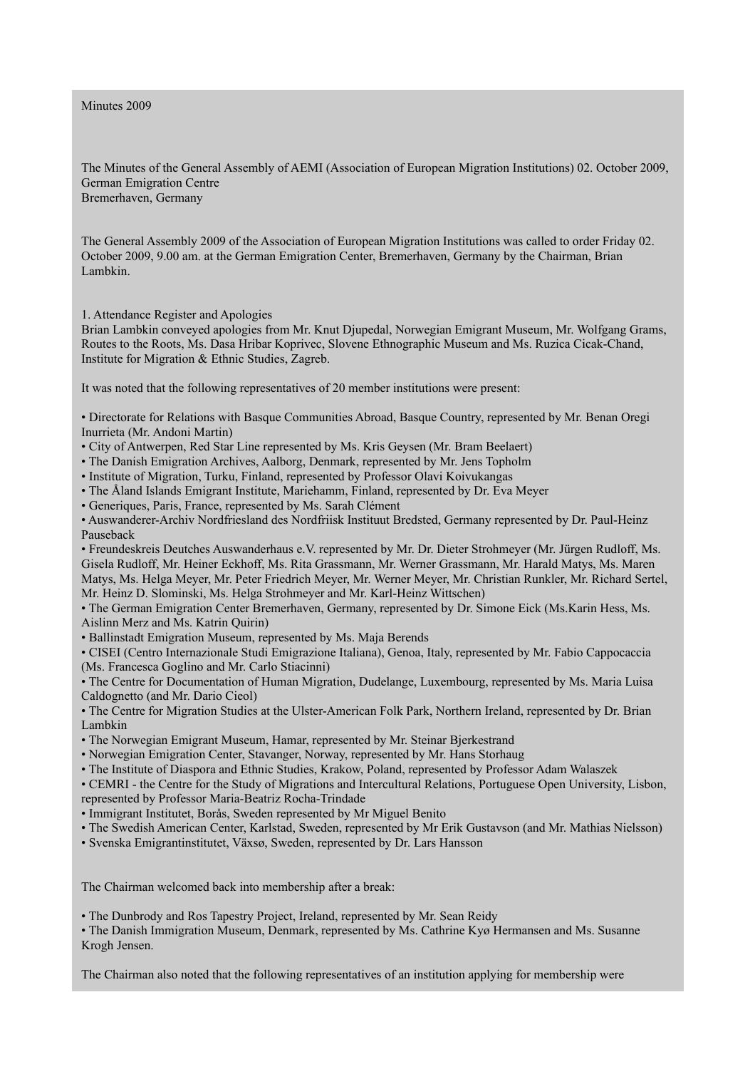Minutes 2009

The Minutes of the General Assembly of AEMI (Association of European Migration Institutions) 02. October 2009, German Emigration Centre
Bremerhaven, Germany

The General Assembly 2009 of the Association of European Migration Institutions was called to order Friday 02. October 2009, 9.00 am. at the German Emigration Center, Bremerhaven, Germany by the Chairman, Brian Lambkin.

1. Attendance Register and Apologies
Brian Lambkin conveyed apologies from Mr. Knut Djupedal, Norwegian Emigrant Museum, Mr. Wolfgang Grams, Routes to the Roots, Ms. Dasa Hribar Koprivec, Slovene Ethnographic Museum and Ms. Ruzica Cicak-Chand, Institute for Migration & Ethnic Studies, Zagreb.

It was noted that the following representatives of 20 member institutions were present:

- Directorate for Relations with Basque Communities Abroad, Basque Country, represented by Mr. Benan Oregi Inurrieta (Mr. Andoni Martin)
- City of Antwerpen, Red Star Line represented by Ms. Kris Geysen (Mr. Bram Beelaert)
- The Danish Emigration Archives, Aalborg, Denmark, represented by Mr. Jens Topholm
- Institute of Migration, Turku, Finland, represented by Professor Olavi Koivukangas
- The Åland Islands Emigrant Institute, Mariehamm, Finland, represented by Dr. Eva Meyer
- Generiques, Paris, France, represented by Ms. Sarah Clément
- Auswanderer-Archiv Nordfriesland des Nordfriisk Instituut Bredsted, Germany represented by Dr. Paul-Heinz Pauseback
- Freundeskreis Deutches Auswanderhaus e.V. represented by Mr. Dr. Dieter Strohmeyer (Mr. Jürgen Rudloff, Ms. Gisela Rudloff, Mr. Heiner Eckhoff, Ms. Rita Grassmann, Mr. Werner Grassmann, Mr. Harald Matys, Ms. Maren Matys, Ms. Helga Meyer, Mr. Peter Friedrich Meyer, Mr. Werner Meyer, Mr. Christian Runkler, Mr. Richard Sertel, Mr. Heinz D. Slominski, Ms. Helga Strohmeyer and Mr. Karl-Heinz Wittschen)
- The German Emigration Center Bremerhaven, Germany, represented by Dr. Simone Eick (Ms.Karin Hess, Ms. Aislinn Merz and Ms. Katrin Quirin)
- Ballinstadt Emigration Museum, represented by Ms. Maja Berends
- CISEI (Centro Internazionale Studi Emigrazione Italiana), Genoa, Italy, represented by Mr. Fabio Cappocaccia (Ms. Francesca Goglino and Mr. Carlo Stiacinni)
- The Centre for Documentation of Human Migration, Dudelange, Luxembourg, represented by Ms. Maria Luisa Caldognetto (and Mr. Dario Cieol)
- The Centre for Migration Studies at the Ulster-American Folk Park, Northern Ireland, represented by Dr. Brian Lambkin
- The Norwegian Emigrant Museum, Hamar, represented by Mr. Steinar Bjerkestrand
- Norwegian Emigration Center, Stavanger, Norway, represented by Mr. Hans Storhaug
- The Institute of Diaspora and Ethnic Studies, Krakow, Poland, represented by Professor Adam Walaszek
- CEMRI - the Centre for the Study of Migrations and Intercultural Relations, Portuguese Open University, Lisbon, represented by Professor Maria-Beatriz Rocha-Trindade
- Immigrant Institutet, Borås, Sweden represented by Mr Miguel Benito
- The Swedish American Center, Karlstad, Sweden, represented by Mr Erik Gustavson (and Mr. Mathias Nielsson)
- Svenska Emigrantinstitutet, Växsø, Sweden, represented by Dr. Lars Hansson

The Chairman welcomed back into membership after a break:

- The Dunbrody and Ros Tapestry Project, Ireland, represented by Mr. Sean Reidy
- The Danish Immigration Museum, Denmark, represented by Ms. Cathrine Kyø Hermansen and Ms. Susanne Krogh Jensen.

The Chairman also noted that the following representatives of an institution applying for membership were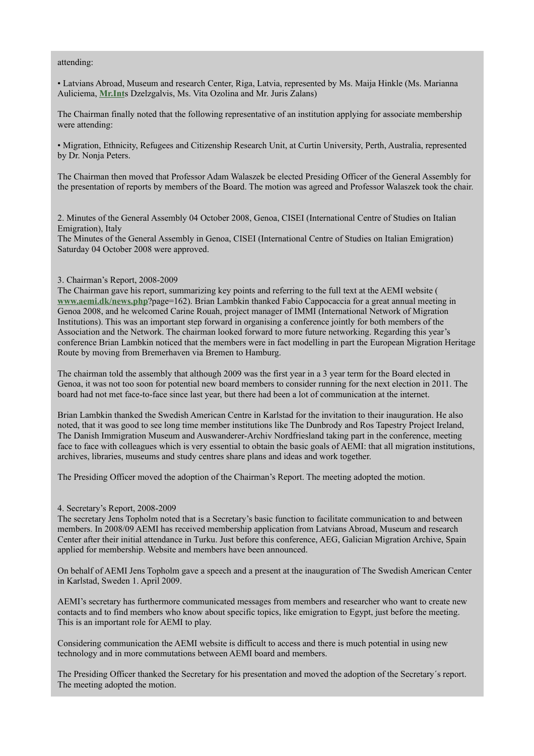attending:

• Latvians Abroad, Museum and research Center, Riga, Latvia, represented by Ms. Maija Hinkle (Ms. Marianna Auliciema, **Mr.Int**s Dzelzgalvis, Ms. Vita Ozolina and Mr. Juris Zalans)

The Chairman finally noted that the following representative of an institution applying for associate membership were attending:

• Migration, Ethnicity, Refugees and Citizenship Research Unit, at Curtin University, Perth, Australia, represented by Dr. Nonja Peters.

The Chairman then moved that Professor Adam Walaszek be elected Presiding Officer of the General Assembly for the presentation of reports by members of the Board. The motion was agreed and Professor Walaszek took the chair.

2. Minutes of the General Assembly 04 October 2008, Genoa, CISEI (International Centre of Studies on Italian Emigration), Italy
The Minutes of the General Assembly in Genoa, CISEI (International Centre of Studies on Italian Emigration) Saturday 04 October 2008 were approved.

3. Chairman's Report, 2008-2009
The Chairman gave his report, summarizing key points and referring to the full text at the AEMI website ( **www.aemi.dk/news.php**?page=162). Brian Lambkin thanked Fabio Cappocaccia for a great annual meeting in Genoa 2008, and he welcomed Carine Rouah, project manager of IMMI (International Network of Migration Institutions). This was an important step forward in organising a conference jointly for both members of the Association and the Network. The chairman looked forward to more future networking. Regarding this year's conference Brian Lambkin noticed that the members were in fact modelling in part the European Migration Heritage Route by moving from Bremerhaven via Bremen to Hamburg.

The chairman told the assembly that although 2009 was the first year in a 3 year term for the Board elected in Genoa, it was not too soon for potential new board members to consider running for the next election in 2011. The board had not met face-to-face since last year, but there had been a lot of communication at the internet.

Brian Lambkin thanked the Swedish American Centre in Karlstad for the invitation to their inauguration. He also noted, that it was good to see long time member institutions like The Dunbrody and Ros Tapestry Project Ireland, The Danish Immigration Museum and Auswanderer-Archiv Nordfriesland taking part in the conference, meeting face to face with colleagues which is very essential to obtain the basic goals of AEMI: that all migration institutions, archives, libraries, museums and study centres share plans and ideas and work together.

The Presiding Officer moved the adoption of the Chairman's Report. The meeting adopted the motion.

4. Secretary's Report, 2008-2009
The secretary Jens Topholm noted that is a Secretary's basic function to facilitate communication to and between members. In 2008/09 AEMI has received membership application from Latvians Abroad, Museum and research Center after their initial attendance in Turku. Just before this conference, AEG, Galician Migration Archive, Spain applied for membership. Website and members have been announced.

On behalf of AEMI Jens Topholm gave a speech and a present at the inauguration of The Swedish American Center in Karlstad, Sweden 1. April 2009.

AEMI's secretary has furthermore communicated messages from members and researcher who want to create new contacts and to find members who know about specific topics, like emigration to Egypt, just before the meeting. This is an important role for AEMI to play.

Considering communication the AEMI website is difficult to access and there is much potential in using new technology and in more commutations between AEMI board and members.

The Presiding Officer thanked the Secretary for his presentation and moved the adoption of the Secretary´s report. The meeting adopted the motion.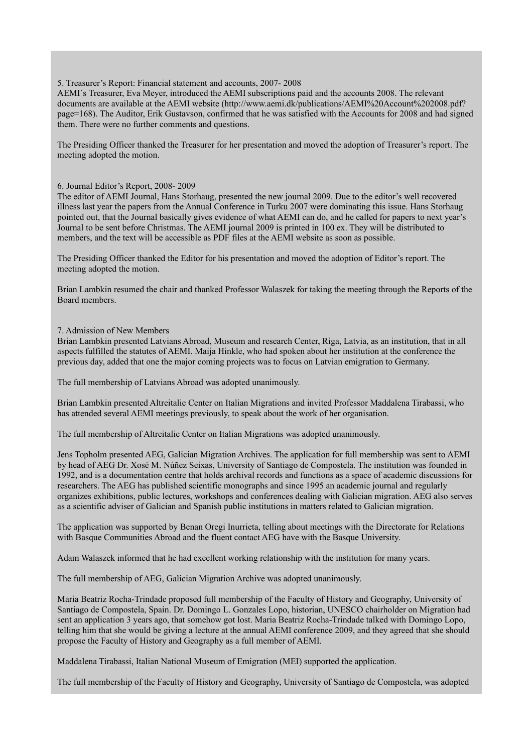5. Treasurer's Report: Financial statement and accounts, 2007- 2008

AEMI´s Treasurer, Eva Meyer, introduced the AEMI subscriptions paid and the accounts 2008. The relevant documents are available at the AEMI website (http://www.aemi.dk/publications/AEMI%20Account%202008.pdf?page=168). The Auditor, Erik Gustavson, confirmed that he was satisfied with the Accounts for 2008 and had signed them. There were no further comments and questions.

The Presiding Officer thanked the Treasurer for her presentation and moved the adoption of Treasurer's report. The meeting adopted the motion.

6. Journal Editor's Report, 2008- 2009

The editor of AEMI Journal, Hans Storhaug, presented the new journal 2009. Due to the editor's well recovered illness last year the papers from the Annual Conference in Turku 2007 were dominating this issue. Hans Storhaug pointed out, that the Journal basically gives evidence of what AEMI can do, and he called for papers to next year's Journal to be sent before Christmas. The AEMI journal 2009 is printed in 100 ex. They will be distributed to members, and the text will be accessible as PDF files at the AEMI website as soon as possible.

The Presiding Officer thanked the Editor for his presentation and moved the adoption of Editor's report. The meeting adopted the motion.

Brian Lambkin resumed the chair and thanked Professor Walaszek for taking the meeting through the Reports of the Board members.

7. Admission of New Members

Brian Lambkin presented Latvians Abroad, Museum and research Center, Riga, Latvia, as an institution, that in all aspects fulfilled the statutes of AEMI. Maija Hinkle, who had spoken about her institution at the conference the previous day, added that one the major coming projects was to focus on Latvian emigration to Germany.

The full membership of Latvians Abroad was adopted unanimously.

Brian Lambkin presented Altreitalie Center on Italian Migrations and invited Professor Maddalena Tirabassi, who has attended several AEMI meetings previously, to speak about the work of her organisation.

The full membership of Altreitalie Center on Italian Migrations was adopted unanimously.

Jens Topholm presented AEG, Galician Migration Archives. The application for full membership was sent to AEMI by head of AEG Dr. Xosé M. Núñez Seixas, University of Santiago de Compostela. The institution was founded in 1992, and is a documentation centre that holds archival records and functions as a space of academic discussions for researchers. The AEG has published scientific monographs and since 1995 an academic journal and regularly organizes exhibitions, public lectures, workshops and conferences dealing with Galician migration. AEG also serves as a scientific adviser of Galician and Spanish public institutions in matters related to Galician migration.

The application was supported by Benan Oregi Inurrieta, telling about meetings with the Directorate for Relations with Basque Communities Abroad and the fluent contact AEG have with the Basque University.

Adam Walaszek informed that he had excellent working relationship with the institution for many years.

The full membership of AEG, Galician Migration Archive was adopted unanimously.

Maria Beatriz Rocha-Trindade proposed full membership of the Faculty of History and Geography, University of Santiago de Compostela, Spain. Dr. Domingo L. Gonzales Lopo, historian, UNESCO chairholder on Migration had sent an application 3 years ago, that somehow got lost. Maria Beatriz Rocha-Trindade talked with Domingo Lopo, telling him that she would be giving a lecture at the annual AEMI conference 2009, and they agreed that she should propose the Faculty of History and Geography as a full member of AEMI.

Maddalena Tirabassi, Italian National Museum of Emigration (MEI) supported the application.

The full membership of the Faculty of History and Geography, University of Santiago de Compostela, was adopted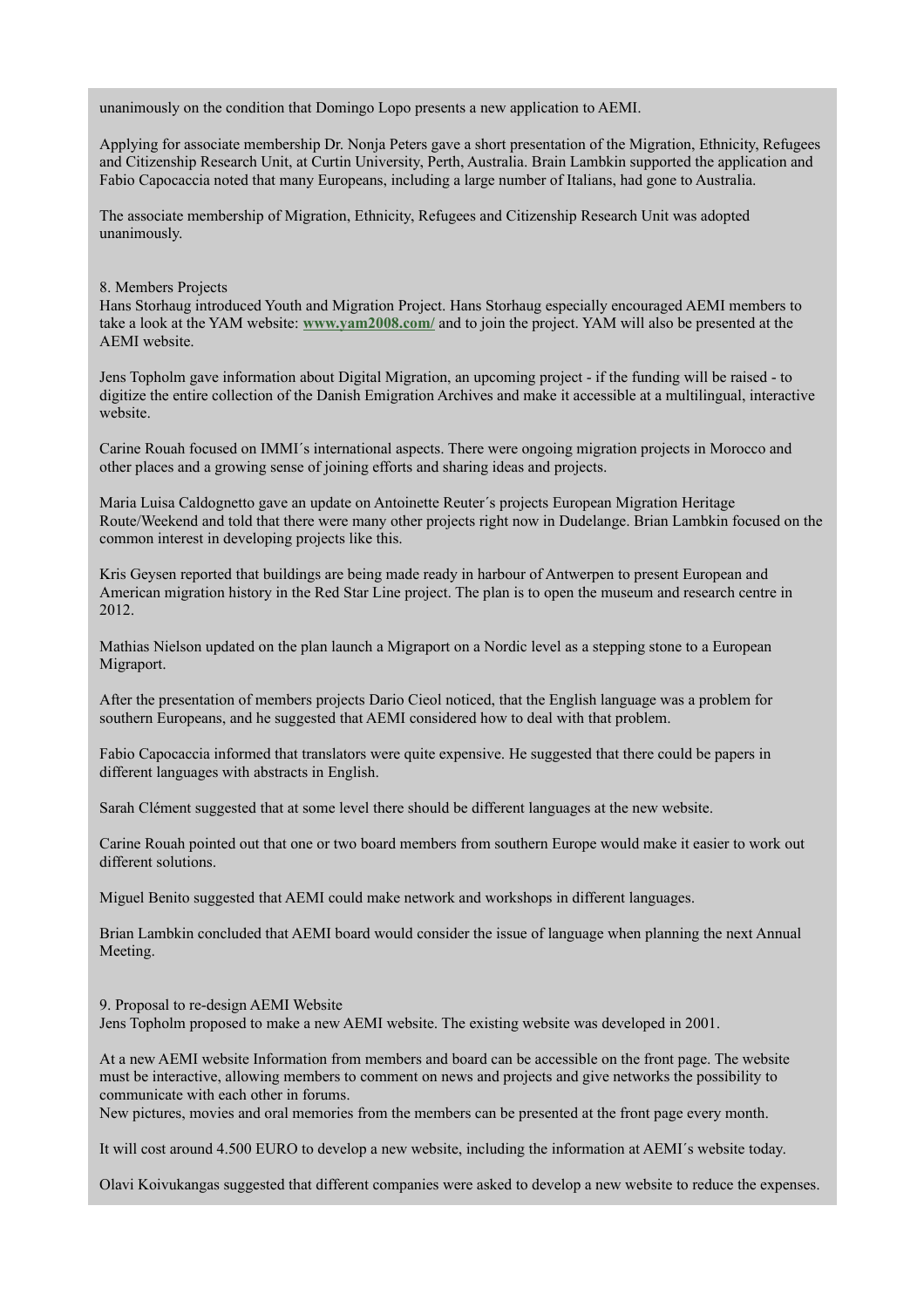unanimously on the condition that Domingo Lopo presents a new application to AEMI.

Applying for associate membership Dr. Nonja Peters gave a short presentation of the Migration, Ethnicity, Refugees and Citizenship Research Unit, at Curtin University, Perth, Australia. Brain Lambkin supported the application and Fabio Capocaccia noted that many Europeans, including a large number of Italians, had gone to Australia.

The associate membership of Migration, Ethnicity, Refugees and Citizenship Research Unit was adopted unanimously.

8. Members Projects

Hans Storhaug introduced Youth and Migration Project. Hans Storhaug especially encouraged AEMI members to take a look at the YAM website: **www.yam2008.com/** and to join the project. YAM will also be presented at the AEMI website.

Jens Topholm gave information about Digital Migration, an upcoming project - if the funding will be raised - to digitize the entire collection of the Danish Emigration Archives and make it accessible at a multilingual, interactive website.

Carine Rouah focused on IMMI´s international aspects. There were ongoing migration projects in Morocco and other places and a growing sense of joining efforts and sharing ideas and projects.

Maria Luisa Caldognetto gave an update on Antoinette Reuter´s projects European Migration Heritage Route/Weekend and told that there were many other projects right now in Dudelange. Brian Lambkin focused on the common interest in developing projects like this.

Kris Geysen reported that buildings are being made ready in harbour of Antwerpen to present European and American migration history in the Red Star Line project. The plan is to open the museum and research centre in 2012.

Mathias Nielson updated on the plan launch a Migraport on a Nordic level as a stepping stone to a European Migraport.

After the presentation of members projects Dario Cieol noticed, that the English language was a problem for southern Europeans, and he suggested that AEMI considered how to deal with that problem.

Fabio Capocaccia informed that translators were quite expensive. He suggested that there could be papers in different languages with abstracts in English.

Sarah Clément suggested that at some level there should be different languages at the new website.

Carine Rouah pointed out that one or two board members from southern Europe would make it easier to work out different solutions.

Miguel Benito suggested that AEMI could make network and workshops in different languages.

Brian Lambkin concluded that AEMI board would consider the issue of language when planning the next Annual Meeting.

9. Proposal to re-design AEMI Website

Jens Topholm proposed to make a new AEMI website. The existing website was developed in 2001.

At a new AEMI website Information from members and board can be accessible on the front page. The website must be interactive, allowing members to comment on news and projects and give networks the possibility to communicate with each other in forums.
New pictures, movies and oral memories from the members can be presented at the front page every month.

It will cost around 4.500 EURO to develop a new website, including the information at AEMI´s website today.

Olavi Koivukangas suggested that different companies were asked to develop a new website to reduce the expenses.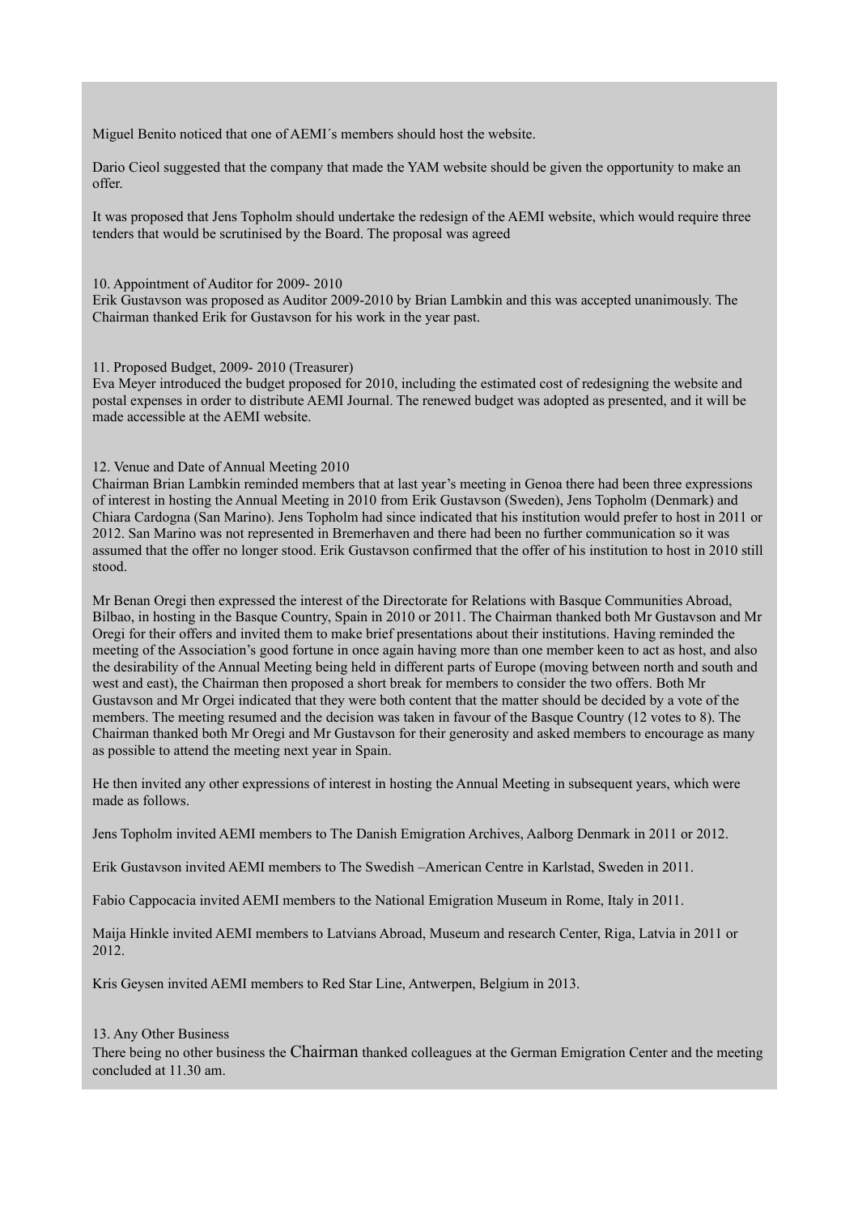Miguel Benito noticed that one of AEMI´s members should host the website.

Dario Cieol suggested that the company that made the YAM website should be given the opportunity to make an offer.

It was proposed that Jens Topholm should undertake the redesign of the AEMI website, which would require three tenders that would be scrutinised by the Board. The proposal was agreed

10. Appointment of Auditor for 2009- 2010
Erik Gustavson was proposed as Auditor 2009-2010 by Brian Lambkin and this was accepted unanimously. The Chairman thanked Erik for Gustavson for his work in the year past.

11. Proposed Budget, 2009- 2010 (Treasurer)
Eva Meyer introduced the budget proposed for 2010, including the estimated cost of redesigning the website and postal expenses in order to distribute AEMI Journal. The renewed budget was adopted as presented, and it will be made accessible at the AEMI website.

12. Venue and Date of Annual Meeting 2010
Chairman Brian Lambkin reminded members that at last year's meeting in Genoa there had been three expressions of interest in hosting the Annual Meeting in 2010 from Erik Gustavson (Sweden), Jens Topholm (Denmark) and Chiara Cardogna (San Marino). Jens Topholm had since indicated that his institution would prefer to host in 2011 or 2012. San Marino was not represented in Bremerhaven and there had been no further communication so it was assumed that the offer no longer stood. Erik Gustavson confirmed that the offer of his institution to host in 2010 still stood.

Mr Benan Oregi then expressed the interest of the Directorate for Relations with Basque Communities Abroad, Bilbao, in hosting in the Basque Country, Spain in 2010 or 2011. The Chairman thanked both Mr Gustavson and Mr Oregi for their offers and invited them to make brief presentations about their institutions. Having reminded the meeting of the Association's good fortune in once again having more than one member keen to act as host, and also the desirability of the Annual Meeting being held in different parts of Europe (moving between north and south and west and east), the Chairman then proposed a short break for members to consider the two offers. Both Mr Gustavson and Mr Orgei indicated that they were both content that the matter should be decided by a vote of the members. The meeting resumed and the decision was taken in favour of the Basque Country (12 votes to 8). The Chairman thanked both Mr Oregi and Mr Gustavson for their generosity and asked members to encourage as many as possible to attend the meeting next year in Spain.

He then invited any other expressions of interest in hosting the Annual Meeting in subsequent years, which were made as follows.

Jens Topholm invited AEMI members to The Danish Emigration Archives, Aalborg Denmark in 2011 or 2012.

Erik Gustavson invited AEMI members to The Swedish –American Centre in Karlstad, Sweden in 2011.

Fabio Cappocacia invited AEMI members to the National Emigration Museum in Rome, Italy in 2011.

Maija Hinkle invited AEMI members to Latvians Abroad, Museum and research Center, Riga, Latvia in 2011 or 2012.

Kris Geysen invited AEMI members to Red Star Line, Antwerpen, Belgium in 2013.

13. Any Other Business
There being no other business the Chairman thanked colleagues at the German Emigration Center and the meeting concluded at 11.30 am.